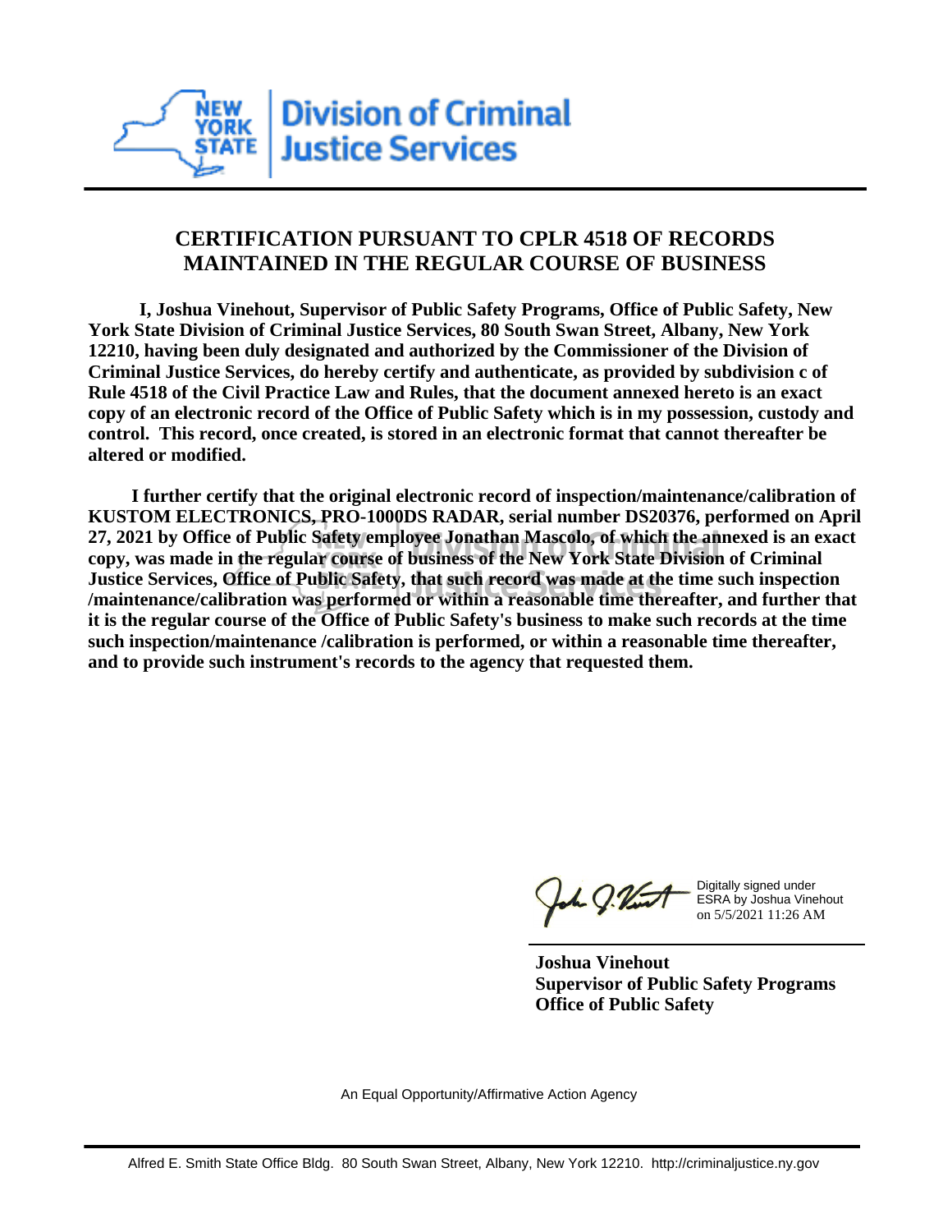# CERTIFICATION PURSUANT TO CPLR 4518 OF RECORDS MAINTAINED IN THE REGULAR COURSE OF BUSINESS

**I, Joshua Vinehout, Supervisor of Public Safety Programs, Office of Public Safety, New York State Division of Criminal Justice Services, 80 South Swan Street, Albany, New York 12210, having been duly designated and authorized by the Commissioner of the Division of Criminal Justice Services, do hereby certify and authenticate, as provided by subdivision c of Rule 4518 of the Civil Practice Law and Rules, that the document annexed hereto is an exact copy of an electronic record of the Office of Public Safety which is in my possession, custody and control. This record, once created, is stored in an electronic format that cannot thereafter be altered or modified.**

**I further certify that the original electronic record of inspection/maintenance/calibration of KUSTOM ELECTRONICS, PRO-1000DS RADAR, serial number DS20376, performed on April 27, 2021 by Office of Public Safety employee Jonathan Mascolo, of which the annexed is an exact copy, was made in the regular course of business of the New York State Division of Criminal Justice Services, Office of Public Safety, that such record was made at the time such inspection /maintenance/calibration was performed or within a reasonable time thereafter, and further that it is the regular course of the Office of Public Safety's business to make such records at the time such inspection/maintenance /calibration is performed, or within a reasonable time thereafter, and to provide such instrument's records to the agency that requested them.**

Digitally signed under ESRA by Joshua Vinehout on 5/5/2021 11:26 AM

**Joshua Vinehout**
**Supervisor of Public Safety Programs**
**Office of Public Safety**

An Equal Opportunity/Affirmative Action Agency

Alfred E. Smith State Office Bldg. 80 South Swan Street, Albany, New York 12210. http://criminaljustice.ny.gov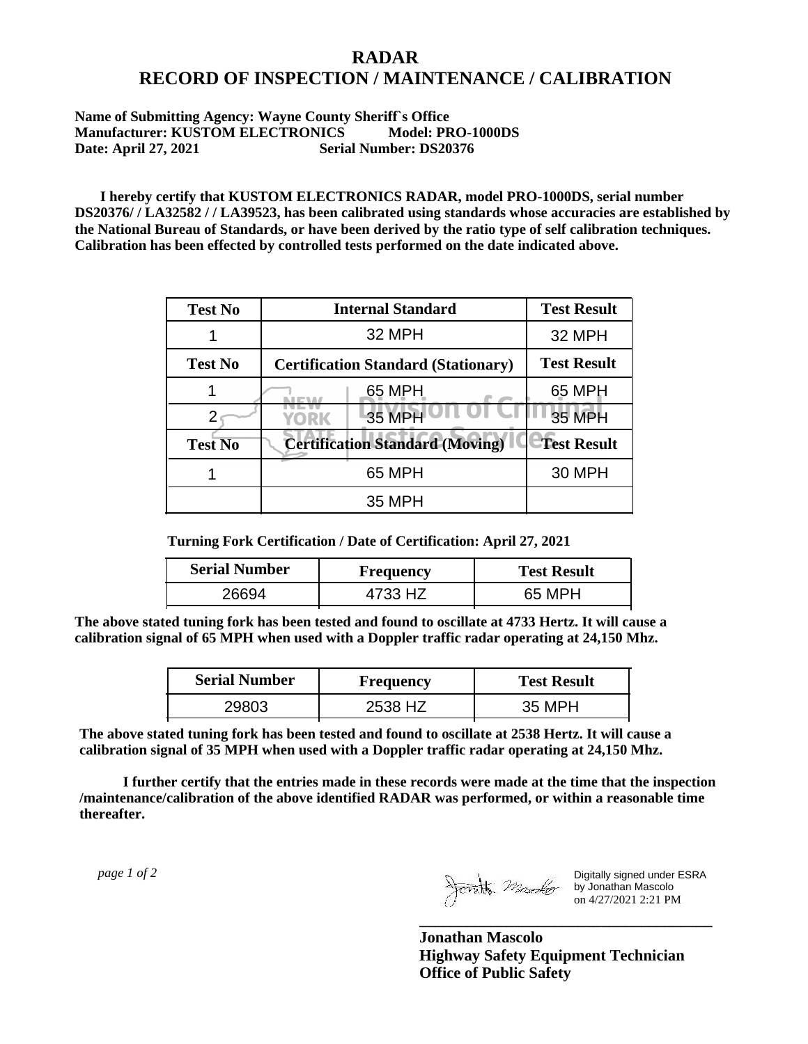# RADAR
# RECORD OF INSPECTION / MAINTENANCE / CALIBRATION

**Name of Submitting Agency: Wayne County Sheriff`s Office**
**Manufacturer: KUSTOM ELECTRONICS Model: PRO-1000DS**
**Date: April 27, 2021 Serial Number: DS20376**

**I hereby certify that KUSTOM ELECTRONICS RADAR, model PRO-1000DS, serial number DS20376/ / LA32582 / / LA39523, has been calibrated using standards whose accuracies are established by the National Bureau of Standards, or have been derived by the ratio type of self calibration techniques. Calibration has been effected by controlled tests performed on the date indicated above.**

| Test No | Internal Standard | Test Result |
|---|---|---|
| 1 | 32 MPH | 32 MPH |
| **Test No** | **Certification Standard (Stationary)** | **Test Result** |
| 1 | 65 MPH | 65 MPH |
| 2 | 35 MPH | 35 MPH |
| **Test No** | **Certification Standard (Moving)** | **Test Result** |
| 1 | 65 MPH | 30 MPH |
| | 35 MPH | |

**Turning Fork Certification / Date of Certification: April 27, 2021**

| Serial Number | Frequency | Test Result |
|---|---|---|
| 26694 | 4733 HZ | 65 MPH |

**The above stated tuning fork has been tested and found to oscillate at 4733 Hertz. It will cause a calibration signal of 65 MPH when used with a Doppler traffic radar operating at 24,150 Mhz.**

| Serial Number | Frequency | Test Result |
|---|---|---|
| 29803 | 2538 HZ | 35 MPH |

**The above stated tuning fork has been tested and found to oscillate at 2538 Hertz. It will cause a calibration signal of 35 MPH when used with a Doppler traffic radar operating at 24,150 Mhz.**

**I further certify that the entries made in these records were made at the time that the inspection /maintenance/calibration of the above identified RADAR was performed, or within a reasonable time thereafter.**

Digitally signed under ESRA by Jonathan Mascolo on 4/27/2021 2:21 PM

**Jonathan Mascolo**
**Highway Safety Equipment Technician**
**Office of Public Safety**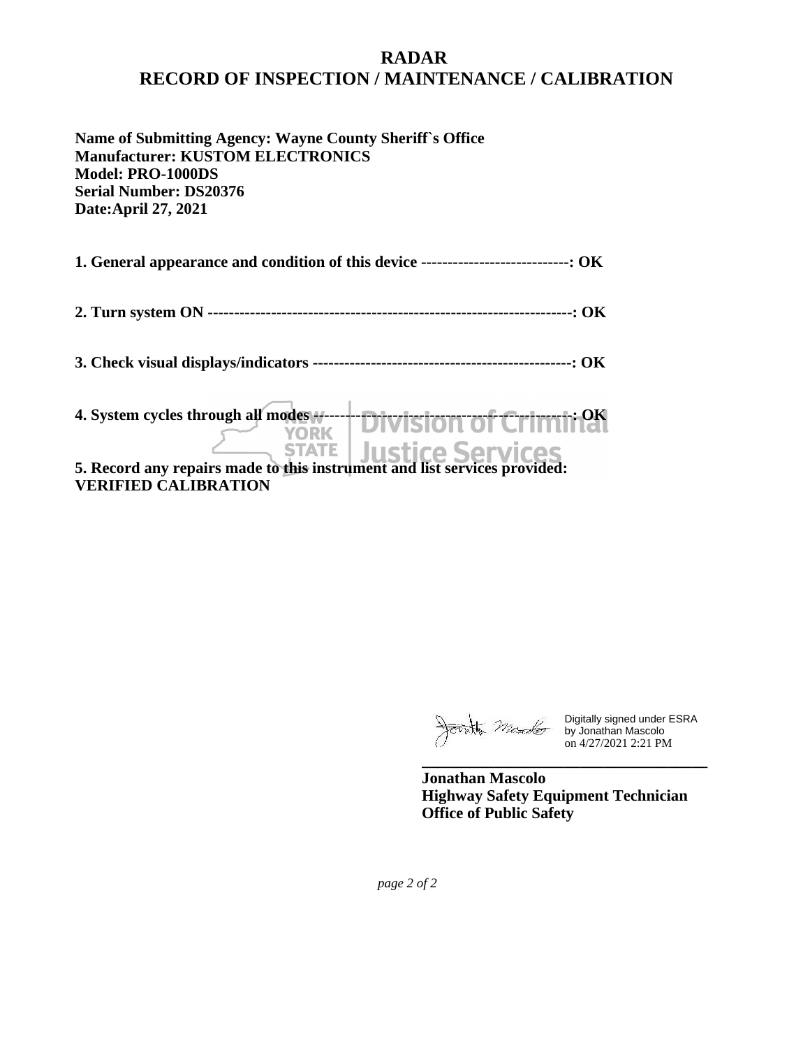# RADAR
# RECORD OF INSPECTION / MAINTENANCE / CALIBRATION

**Name of Submitting Agency: Wayne County Sheriff`s Office**
**Manufacturer: KUSTOM ELECTRONICS**
**Model: PRO-1000DS**
**Serial Number: DS20376**
**Date:April 27, 2021**

**1. General appearance and condition of this device ----------------------------: OK**

**2. Turn system ON -------------------------------------------------------------------: OK**

**3. Check visual displays/indicators -------------------------------------------------: OK**

**4. System cycles through all modes ---------------------------------------------: OK**

**5. Record any repairs made to this instrument and list services provided:**
**VERIFIED CALIBRATION**

Digitally signed under ESRA
by Jonathan Mascolo
on 4/27/2021 2:21 PM

**Jonathan Mascolo**
**Highway Safety Equipment Technician**
**Office of Public Safety**